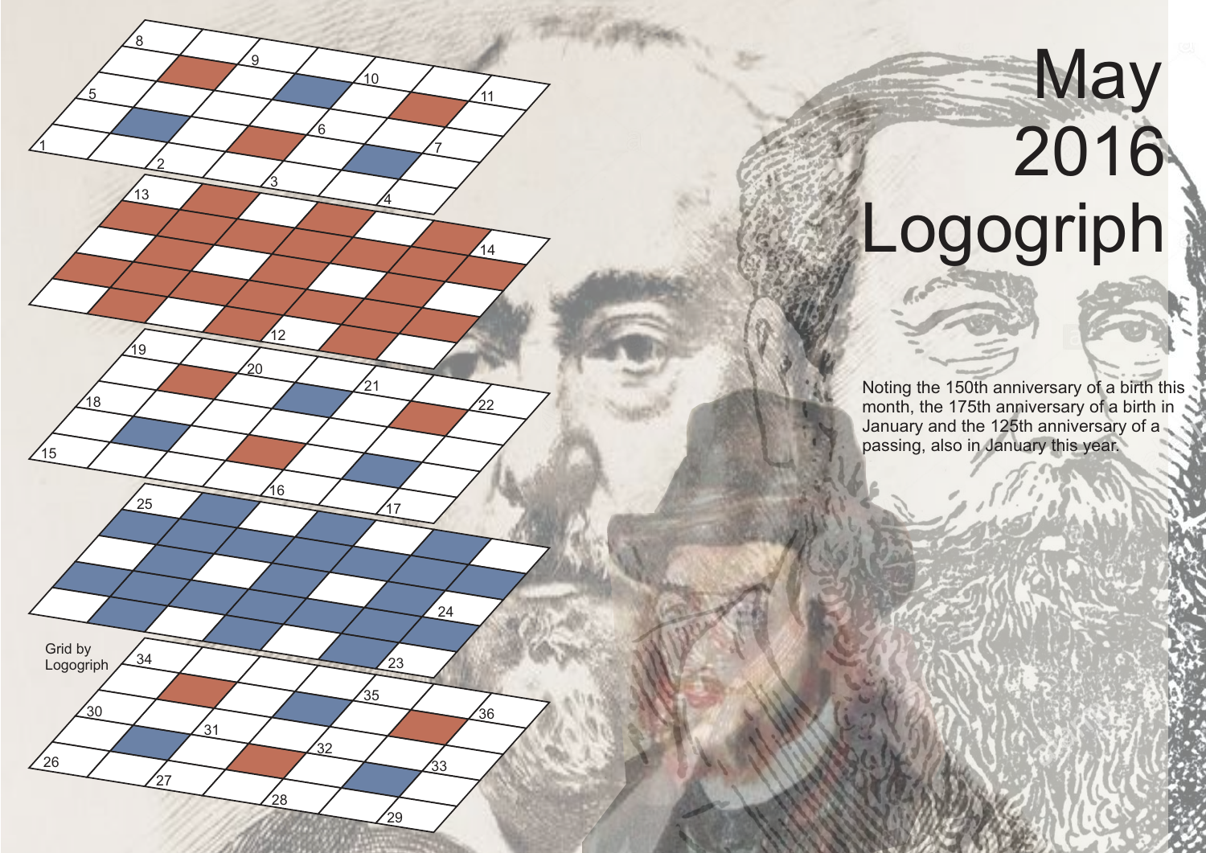# May 2016 Logogriph

Noting the 150th anniversary of a birth this month, the 175th anniversary of a birth in January and the 125th anniversary of a passing, also in January this year.

Grid by Logogriph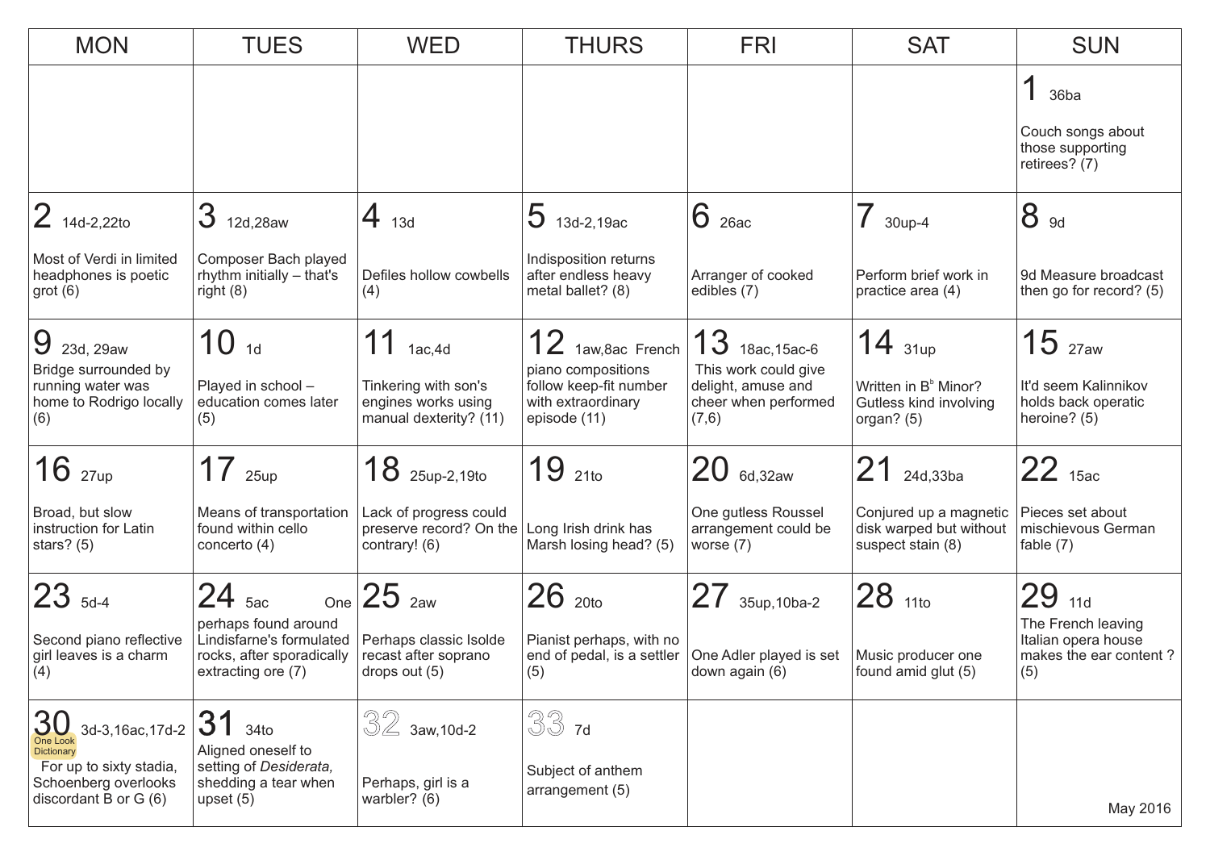| MON | TUES | WED | THURS | FRI | SAT | SUN |
|---|---|---|---|---|---|---|
| | | | | | | 1 36ba<br>Couch songs about those supporting retirees? (7) |
| 2 14d-2,22to<br>Most of Verdi in limited headphones is poetic grot (6) | 3 12d,28aw<br>Composer Bach played rhythm initially – that's right (8) | 4 13d<br>Defiles hollow cowbells (4) | 5 13d-2,19ac<br>Indisposition returns after endless heavy metal ballet? (8) | 6 26ac<br>Arranger of cooked edibles (7) | 7 30up-4<br>Perform brief work in practice area (4) | 8 9d<br>9d Measure broadcast then go for record? (5) |
| 9 23d, 29aw<br>Bridge surrounded by running water was home to Rodrigo locally (6) | 10 1d<br>Played in school – education comes later (5) | 11 1ac,4d<br>Tinkering with son's engines works using manual dexterity? (11) | 12 1aw,8ac French piano compositions follow keep-fit number with extraordinary episode (11) | 13 18ac,15ac-6<br>This work could give delight, amuse and cheer when performed (7,6) | 14 31up<br>Written in B$^{b}$ Minor? Gutless kind involving organ? (5) | 15 27aw<br>It'd seem Kalinnikov holds back operatic heroine? (5) |
| 16 27up<br>Broad, but slow instruction for Latin stars? (5) | 17 25up<br>Means of transportation found within cello concerto (4) | 18 25up-2,19to<br>Lack of progress could preserve record? On the contrary! (6) | 19 21to<br>Long Irish drink has Marsh losing head? (5) | 20 6d,32aw<br>One gutless Roussel arrangement could be worse (7) | 21 24d,33ba<br>Conjured up a magnetic disk warped but without suspect stain (8) | 22 15ac<br>Pieces set about mischievous German fable (7) |
| 23 5d-4<br>Second piano reflective girl leaves is a charm (4) | 24 5ac<br>One perhaps found around Lindisfarne's formulated rocks, after sporadically extracting ore (7) | 25 2aw<br>Perhaps classic Isolde recast after soprano drops out (5) | 26 20to<br>Pianist perhaps, with no end of pedal, is a settler (5) | 27 35up,10ba-2<br>One Adler played is set down again (6) | 28 11to<br>Music producer one found amid glut (5) | 29 11d<br>The French leaving Italian opera house makes the ear content ? (5) |
| 30 3d-3,16ac,17d-2<br>One Look Dictionary<br>For up to sixty stadia, Schoenberg overlooks discordant B or G (6) | 31 34to<br>Aligned oneself to setting of *Desiderata,* shedding a tear when upset (5) | 32 3aw,10d-2<br>Perhaps, girl is a warbler? (6) | 33 7d<br>Subject of anthem arrangement (5) | | | May 2016 |